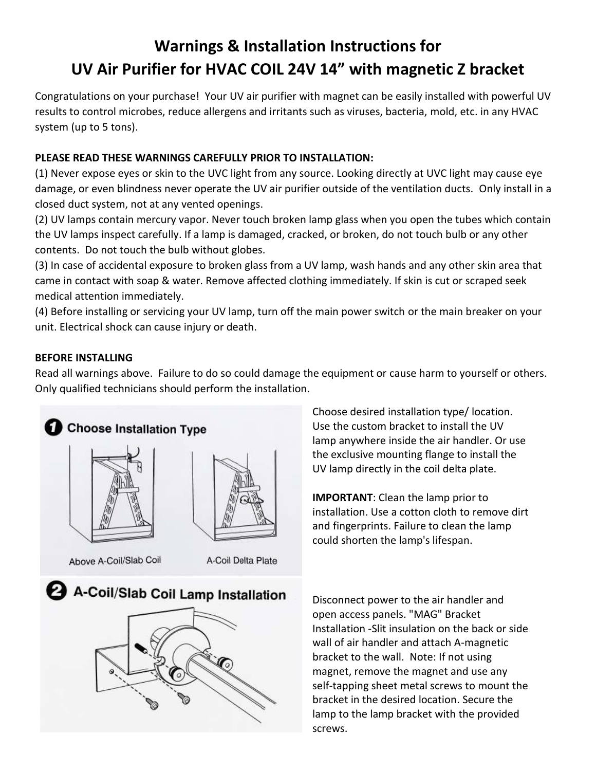# Warnings & Installation Instructions for UV Air Purifier for HVAC COIL 24V 14" with magnetic Z bracket

Congratulations on your purchase! Your UV air purifier with magnet can be easily installed with powerful UV results to control microbes, reduce allergens and irritants such as viruses, bacteria, mold, etc. in any HVAC system (up to 5 tons).

**PLEASE READ THESE WARNINGS CAREFULLY PRIOR TO INSTALLATION:**

(1) Never expose eyes or skin to the UVC light from any source. Looking directly at UVC light may cause eye damage, or even blindness never operate the UV air purifier outside of the ventilation ducts. Only install in a closed duct system, not at any vented openings.

(2) UV lamps contain mercury vapor. Never touch broken lamp glass when you open the tubes which contain the UV lamps inspect carefully. If a lamp is damaged, cracked, or broken, do not touch bulb or any other contents. Do not touch the bulb without globes.

(3) In case of accidental exposure to broken glass from a UV lamp, wash hands and any other skin area that came in contact with soap & water. Remove affected clothing immediately. If skin is cut or scraped seek medical attention immediately.

(4) Before installing or servicing your UV lamp, turn off the main power switch or the main breaker on your unit. Electrical shock can cause injury or death.

**BEFORE INSTALLING**

Read all warnings above. Failure to do so could damage the equipment or cause harm to yourself or others. Only qualified technicians should perform the installation.

**1 Choose Installation Type**

Above A-Coil/Slab Coil

A-Coil Delta Plate

Choose desired installation type/ location. Use the custom bracket to install the UV lamp anywhere inside the air handler. Or use the exclusive mounting flange to install the UV lamp directly in the coil delta plate.

**IMPORTANT**: Clean the lamp prior to installation. Use a cotton cloth to remove dirt and fingerprints. Failure to clean the lamp could shorten the lamp's lifespan.

**2 A-Coil/Slab Coil Lamp Installation**

Disconnect power to the air handler and open access panels. "MAG" Bracket Installation -Slit insulation on the back or side wall of air handler and attach A-magnetic bracket to the wall. Note: If not using magnet, remove the magnet and use any self-tapping sheet metal screws to mount the bracket in the desired location. Secure the lamp to the lamp bracket with the provided screws.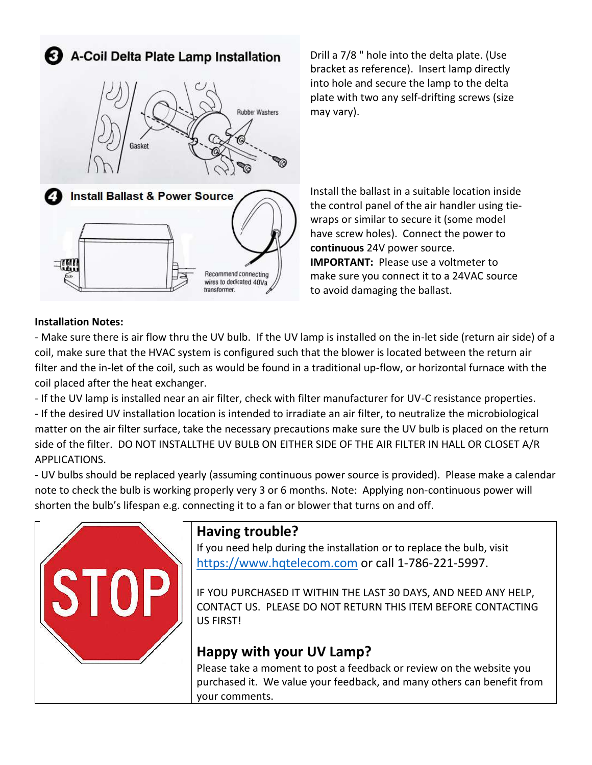## ❸ A-Coil Delta Plate Lamp Installation

Rubber Washers

Gasket

Drill a 7/8 " hole into the delta plate. (Use bracket as reference). Insert lamp directly into hole and secure the lamp to the delta plate with two any self-drifting screws (size may vary).

## ❹ Install Ballast & Power Source

Recommend connecting wires to dedicated 40Va transformer.

Install the ballast in a suitable location inside the control panel of the air handler using tie-wraps or similar to secure it (some model have screw holes). Connect the power to **continuous** 24V power source.
**IMPORTANT:** Please use a voltmeter to make sure you connect it to a 24VAC source to avoid damaging the ballast.

**Installation Notes:**

- Make sure there is air flow thru the UV bulb. If the UV lamp is installed on the in-let side (return air side) of a coil, make sure that the HVAC system is configured such that the blower is located between the return air filter and the in-let of the coil, such as would be found in a traditional up-flow, or horizontal furnace with the coil placed after the heat exchanger.
- If the UV lamp is installed near an air filter, check with filter manufacturer for UV-C resistance properties.
- If the desired UV installation location is intended to irradiate an air filter, to neutralize the microbiological matter on the air filter surface, take the necessary precautions make sure the UV bulb is placed on the return side of the filter. DO NOT INSTALLTHE UV BULB ON EITHER SIDE OF THE AIR FILTER IN HALL OR CLOSET A/R APPLICATIONS.
- UV bulbs should be replaced yearly (assuming continuous power source is provided). Please make a calendar note to check the bulb is working properly very 3 or 6 months. Note: Applying non-continuous power will shorten the bulb's lifespan e.g. connecting it to a fan or blower that turns on and off.

STOP

## Having trouble?

If you need help during the installation or to replace the bulb, visit https://www.hqtelecom.com or call 1-786-221-5997.

IF YOU PURCHASED IT WITHIN THE LAST 30 DAYS, AND NEED ANY HELP, CONTACT US. PLEASE DO NOT RETURN THIS ITEM BEFORE CONTACTING US FIRST!

## Happy with your UV Lamp?

Please take a moment to post a feedback or review on the website you purchased it. We value your feedback, and many others can benefit from your comments.